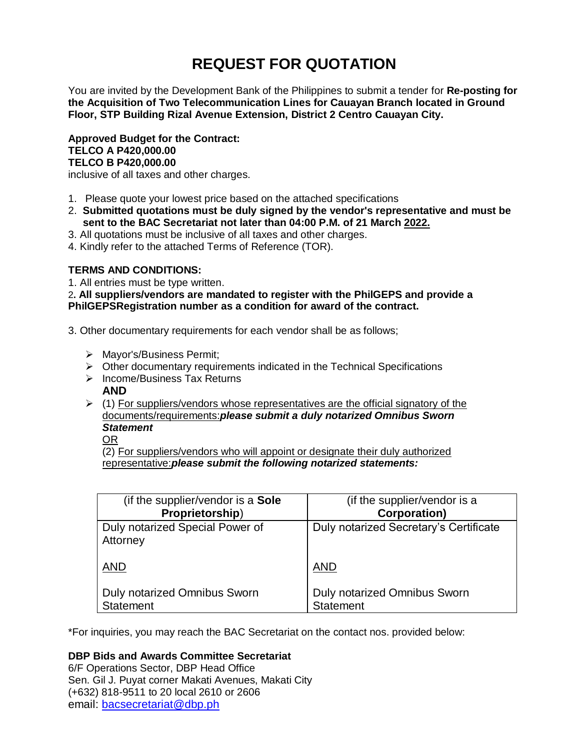# REQUEST FOR QUOTATION

You are invited by the Development Bank of the Philippines to submit a tender for **Re-posting for the Acquisition of Two Telecommunication Lines for Cauayan Branch located in Ground Floor, STP Building Rizal Avenue Extension, District 2 Centro Cauayan City.**

**Approved Budget for the Contract:**
**TELCO A P420,000.00**
**TELCO B P420,000.00**
inclusive of all taxes and other charges.

1. Please quote your lowest price based on the attached specifications
2. **Submitted quotations must be duly signed by the vendor's representative and must be sent to the BAC Secretariat not later than 04:00 P.M. of 21 March 2022.**
3. All quotations must be inclusive of all taxes and other charges.
4. Kindly refer to the attached Terms of Reference (TOR).

**TERMS AND CONDITIONS:**

1. All entries must be type written.
2. **All suppliers/vendors are mandated to register with the PhilGEPS and provide a PhilGEPSRegistration number as a condition for award of the contract.**

3. Other documentary requirements for each vendor shall be as follows;

- Mayor's/Business Permit;
- Other documentary requirements indicated in the Technical Specifications
- Income/Business Tax Returns
  **AND**
- (1) For suppliers/vendors whose representatives are the official signatory of the documents/requirements:***please submit a duly notarized Omnibus Sworn Statement***
  OR
  (2) For suppliers/vendors who will appoint or designate their duly authorized representative:***please submit the following notarized statements:***

| (if the supplier/vendor is a **Sole Proprietorship**) | (if the supplier/vendor is a **Corporation)** |
|---|---|
| Duly notarized Special Power of Attorney<br><br>AND<br><br>Duly notarized Omnibus Sworn Statement | Duly notarized Secretary's Certificate<br><br>AND<br><br>Duly notarized Omnibus Sworn Statement |

*For inquiries, you may reach the BAC Secretariat on the contact nos. provided below:

**DBP Bids and Awards Committee Secretariat**
6/F Operations Sector, DBP Head Office
Sen. Gil J. Puyat corner Makati Avenues, Makati City
(+632) 818-9511 to 20 local 2610 or 2606
email: bacsecretariat@dbp.ph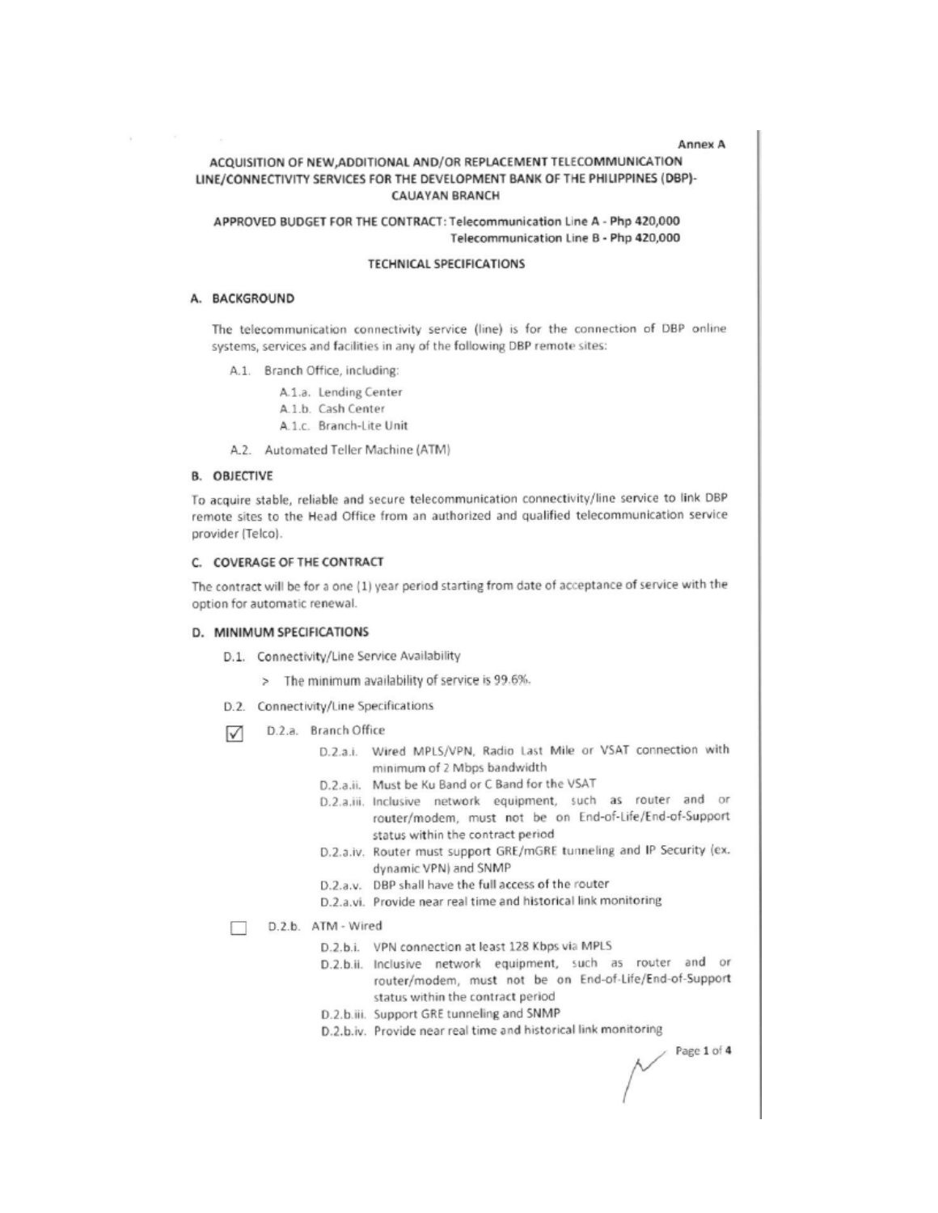Annex A

# ACQUISITION OF NEW,ADDITIONAL AND/OR REPLACEMENT TELECOMMUNICATION LINE/CONNECTIVITY SERVICES FOR THE DEVELOPMENT BANK OF THE PHILIPPINES (DBP)-CAUAYAN BRANCH

**APPROVED BUDGET FOR THE CONTRACT: Telecommunication Line A - Php 420,000**
**Telecommunication Line B - Php 420,000**

## TECHNICAL SPECIFICATIONS

### A. BACKGROUND

The telecommunication connectivity service (line) is for the connection of DBP online systems, services and facilities in any of the following DBP remote sites:

- A.1. Branch Office, including:
  - A.1.a. Lending Center
  - A.1.b. Cash Center
  - A.1.c. Branch-Lite Unit
- A.2. Automated Teller Machine (ATM)

### B. OBJECTIVE

To acquire stable, reliable and secure telecommunication connectivity/line service to link DBP remote sites to the Head Office from an authorized and qualified telecommunication service provider (Telco).

### C. COVERAGE OF THE CONTRACT

The contract will be for a one (1) year period starting from date of acceptance of service with the option for automatic renewal.

### D. MINIMUM SPECIFICATIONS

- D.1. Connectivity/Line Service Availability
  - > The minimum availability of service is 99.6%.
- D.2. Connectivity/Line Specifications
  - ☑ D.2.a. Branch Office
    - D.2.a.i. Wired MPLS/VPN, Radio Last Mile or VSAT connection with minimum of 2 Mbps bandwidth
    - D.2.a.ii. Must be Ku Band or C Band for the VSAT
    - D.2.a.iii. Inclusive network equipment, such as router and or router/modem, must not be on End-of-Life/End-of-Support status within the contract period
    - D.2.a.iv. Router must support GRE/mGRE tunneling and IP Security (ex. dynamic VPN) and SNMP
    - D.2.a.v. DBP shall have the full access of the router
    - D.2.a.vi. Provide near real time and historical link monitoring
  - ☐ D.2.b. ATM - Wired
    - D.2.b.i. VPN connection at least 128 Kbps via MPLS
    - D.2.b.ii. Inclusive network equipment, such as router and or router/modem, must not be on End-of-Life/End-of-Support status within the contract period
    - D.2.b.iii. Support GRE tunneling and SNMP
    - D.2.b.iv. Provide near real time and historical link monitoring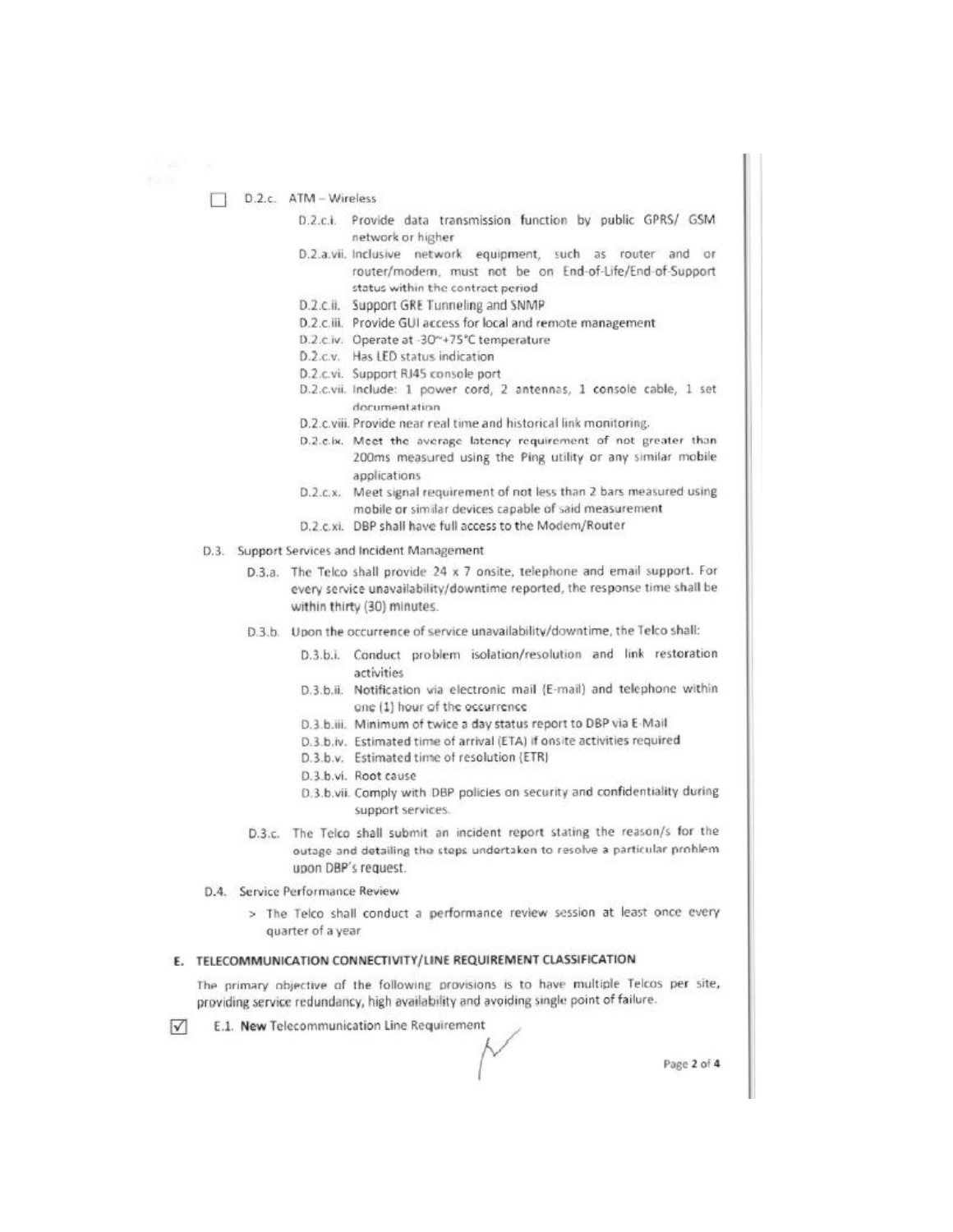☐ D.2.c. ATM – Wireless

- D.2.c.i. Provide data transmission function by public GPRS/ GSM network or higher
- D.2.a.vii. Inclusive network equipment, such as router and or router/modem, must not be on End-of-Life/End-of-Support status within the contract period
- D.2.c.ii. Support GRE Tunneling and SNMP
- D.2.c.iii. Provide GUI access for local and remote management
- D.2.c.iv. Operate at -30~+75°C temperature
- D.2.c.v. Has LED status indication
- D.2.c.vi. Support RJ45 console port
- D.2.c.vii. Include: 1 power cord, 2 antennas, 1 console cable, 1 set documentation
- D.2.c.viii. Provide near real time and historical link monitoring.
- D.2.c.ix. Meet the average latency requirement of not greater than 200ms measured using the Ping utility or any similar mobile applications
- D.2.c.x. Meet signal requirement of not less than 2 bars measured using mobile or similar devices capable of said measurement
- D.2.c.xi. DBP shall have full access to the Modem/Router

D.3. Support Services and Incident Management

- D.3.a. The Telco shall provide 24 x 7 onsite, telephone and email support. For every service unavailability/downtime reported, the response time shall be within thirty (30) minutes.
- D.3.b. Upon the occurrence of service unavailability/downtime, the Telco shall:
  - D.3.b.i. Conduct problem isolation/resolution and link restoration activities
  - D.3.b.ii. Notification via electronic mail (E-mail) and telephone within one (1) hour of the occurrence
  - D.3.b.iii. Minimum of twice a day status report to DBP via E-Mail
  - D.3.b.iv. Estimated time of arrival (ETA) if onsite activities required
  - D.3.b.v. Estimated time of resolution (ETR)
  - D.3.b.vi. Root cause
  - D.3.b.vii. Comply with DBP policies on security and confidentiality during support services.
- D.3.c. The Telco shall submit an incident report stating the reason/s for the outage and detailing the steps undertaken to resolve a particular problem upon DBP's request.

D.4. Service Performance Review

> The Telco shall conduct a performance review session at least once every quarter of a year

## E. TELECOMMUNICATION CONNECTIVITY/LINE REQUIREMENT CLASSIFICATION

The primary objective of the following provisions is to have multiple Telcos per site, providing service redundancy, high availability and avoiding single point of failure.

☑ E.1. **New** Telecommunication Line Requirement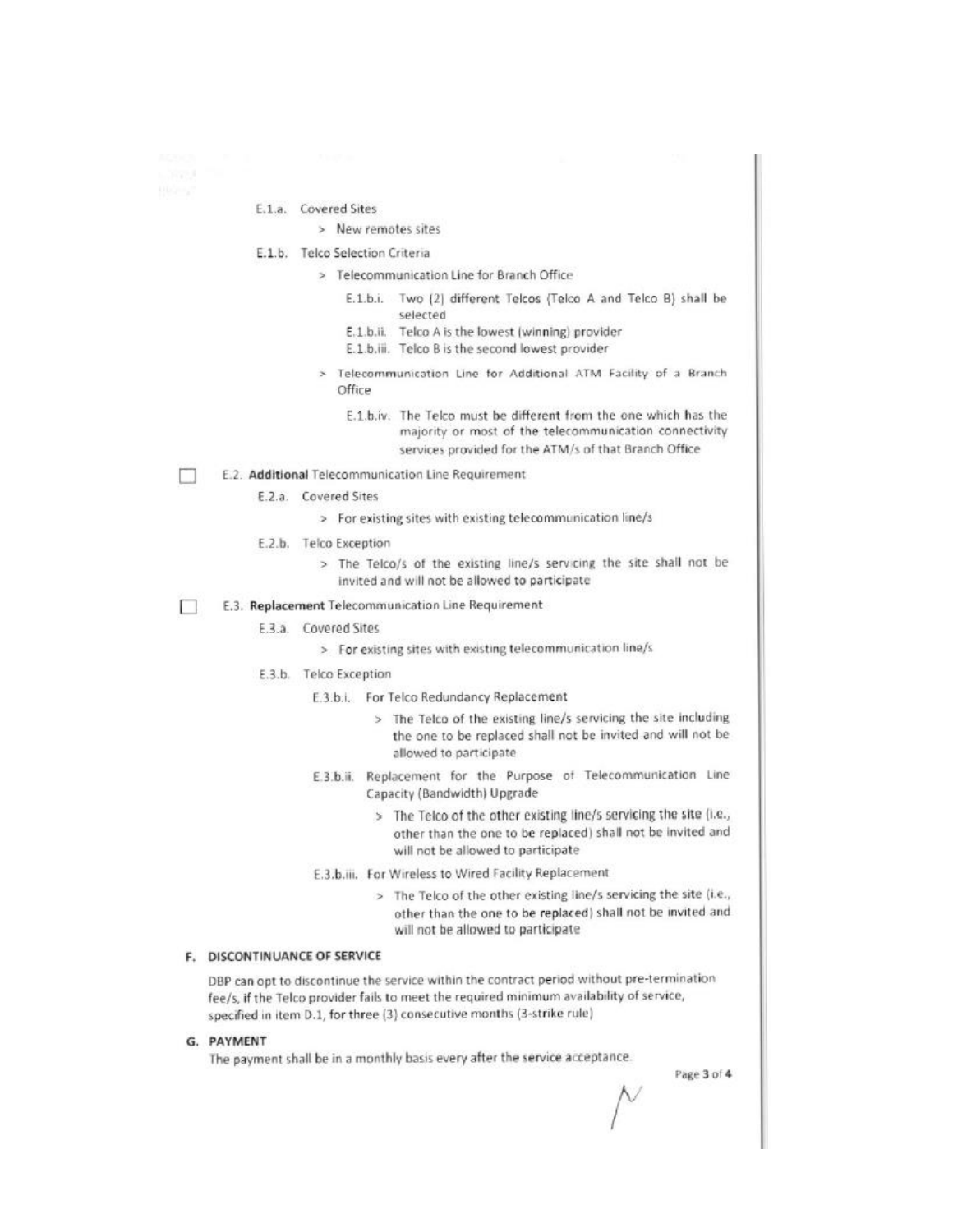E.1.a. Covered Sites

> New remotes sites

E.1.b. Telco Selection Criteria

> Telecommunication Line for Branch Office

E.1.b.i. Two (2) different Telcos (Telco A and Telco B) shall be selected

E.1.b.ii. Telco A is the lowest (winning) provider

E.1.b.iii. Telco B is the second lowest provider

> Telecommunication Line for Additional ATM Facility of a Branch Office

E.1.b.iv. The Telco must be different from the one which has the majority or most of the telecommunication connectivity services provided for the ATM/s of that Branch Office

☐ E.2. **Additional** Telecommunication Line Requirement

E.2.a. Covered Sites

> For existing sites with existing telecommunication line/s

E.2.b. Telco Exception

> The Telco/s of the existing line/s servicing the site shall not be invited and will not be allowed to participate

☐ E.3. **Replacement** Telecommunication Line Requirement

E.3.a. Covered Sites

> For existing sites with existing telecommunication line/s

E.3.b. Telco Exception

E.3.b.i. For Telco Redundancy Replacement

> The Telco of the existing line/s servicing the site including the one to be replaced shall not be invited and will not be allowed to participate

E.3.b.ii. Replacement for the Purpose of Telecommunication Line Capacity (Bandwidth) Upgrade

> The Telco of the other existing line/s servicing the site (i.e., other than the one to be replaced) shall not be invited and will not be allowed to participate

E.3.b.iii. For Wireless to Wired Facility Replacement

> The Telco of the other existing line/s servicing the site (i.e., other than the one to be replaced) shall not be invited and will not be allowed to participate

## F. DISCONTINUANCE OF SERVICE

DBP can opt to discontinue the service within the contract period without pre-termination fee/s, if the Telco provider fails to meet the required minimum availability of service, specified in item D.1, for three (3) consecutive months (3-strike rule)

## G. PAYMENT

The payment shall be in a monthly basis every after the service acceptance.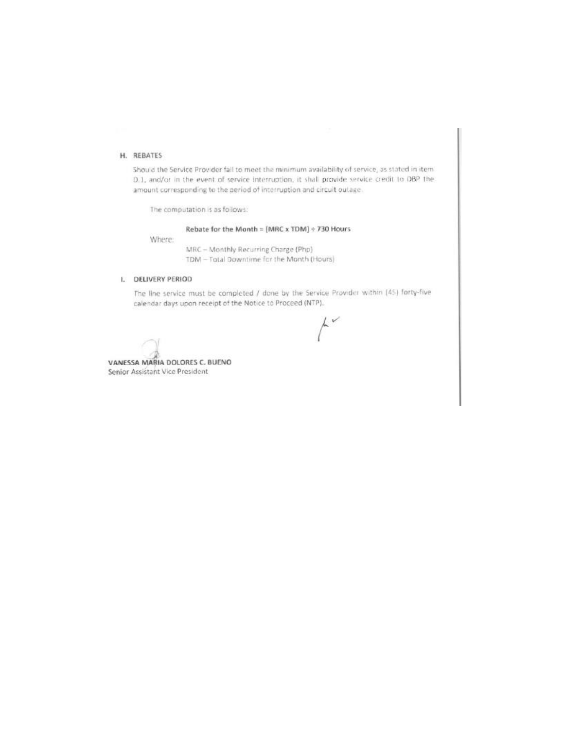## H. REBATES

Should the Service Provider fail to meet the minimum availability of service, as stated in item D.1, and/or in the event of service interruption, it shall provide service credit to DBP the amount corresponding to the period of interruption and circuit outage.

The computation is as follows:

**Rebate for the Month = [MRC x TDM] ÷ 730 Hours**

Where:

MRC – Monthly Recurring Charge (Php)
TDM – Total Downtime for the Month (Hours)

## I. DELIVERY PERIOD

The line service must be completed / done by the Service Provider within (45) forty-five calendar days upon receipt of the Notice to Proceed (NTP).

**VANESSA MARIA DOLORES C. BUENO**
Senior Assistant Vice President